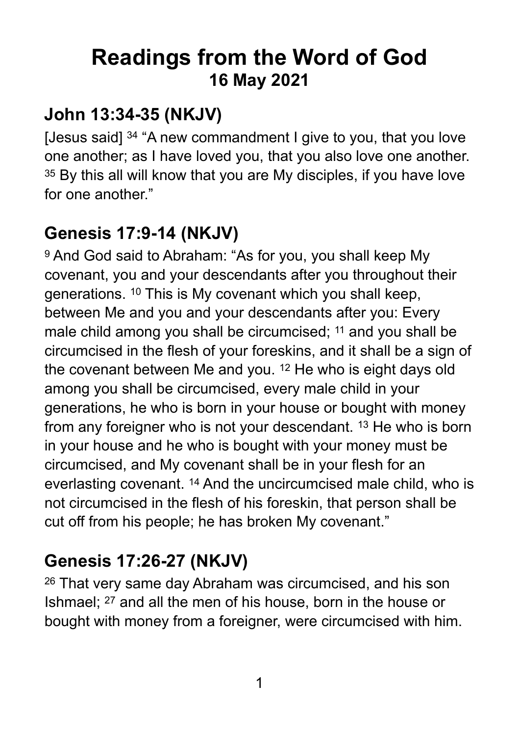# Readings from the Word of God
## 16 May 2021

## John 13:34-35 (NKJV)

[Jesus said] 34 "A new commandment I give to you, that you love one another; as I have loved you, that you also love one another. 35 By this all will know that you are My disciples, if you have love for one another."

## Genesis 17:9-14 (NKJV)

9 And God said to Abraham: "As for you, you shall keep My covenant, you and your descendants after you throughout their generations. 10 This is My covenant which you shall keep, between Me and you and your descendants after you: Every male child among you shall be circumcised; 11 and you shall be circumcised in the flesh of your foreskins, and it shall be a sign of the covenant between Me and you. 12 He who is eight days old among you shall be circumcised, every male child in your generations, he who is born in your house or bought with money from any foreigner who is not your descendant. 13 He who is born in your house and he who is bought with your money must be circumcised, and My covenant shall be in your flesh for an everlasting covenant. 14 And the uncircumcised male child, who is not circumcised in the flesh of his foreskin, that person shall be cut off from his people; he has broken My covenant."

## Genesis 17:26-27 (NKJV)

26 That very same day Abraham was circumcised, and his son Ishmael; 27 and all the men of his house, born in the house or bought with money from a foreigner, were circumcised with him.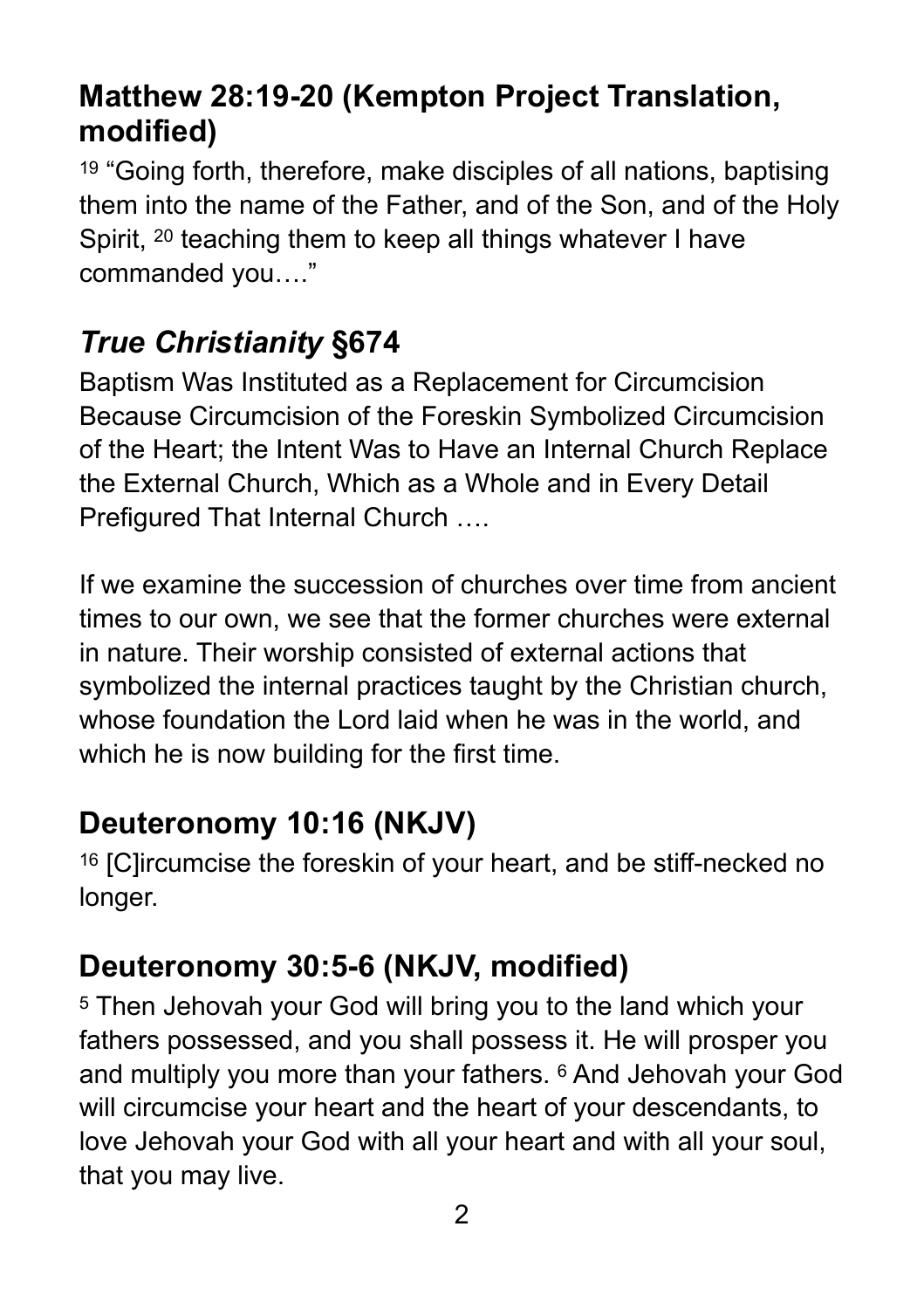## Matthew 28:19-20 (Kempton Project Translation, modified)

[19] "Going forth, therefore, make disciples of all nations, baptising them into the name of the Father, and of the Son, and of the Holy Spirit, [20] teaching them to keep all things whatever I have commanded you…."

## *True Christianity* §674

Baptism Was Instituted as a Replacement for Circumcision Because Circumcision of the Foreskin Symbolized Circumcision of the Heart; the Intent Was to Have an Internal Church Replace the External Church, Which as a Whole and in Every Detail Prefigured That Internal Church ….

If we examine the succession of churches over time from ancient times to our own, we see that the former churches were external in nature. Their worship consisted of external actions that symbolized the internal practices taught by the Christian church, whose foundation the Lord laid when he was in the world, and which he is now building for the first time.

## Deuteronomy 10:16 (NKJV)

[16] [C]ircumcise the foreskin of your heart, and be stiff-necked no longer.

## Deuteronomy 30:5-6 (NKJV, modified)

[5] Then Jehovah your God will bring you to the land which your fathers possessed, and you shall possess it. He will prosper you and multiply you more than your fathers. [6] And Jehovah your God will circumcise your heart and the heart of your descendants, to love Jehovah your God with all your heart and with all your soul, that you may live.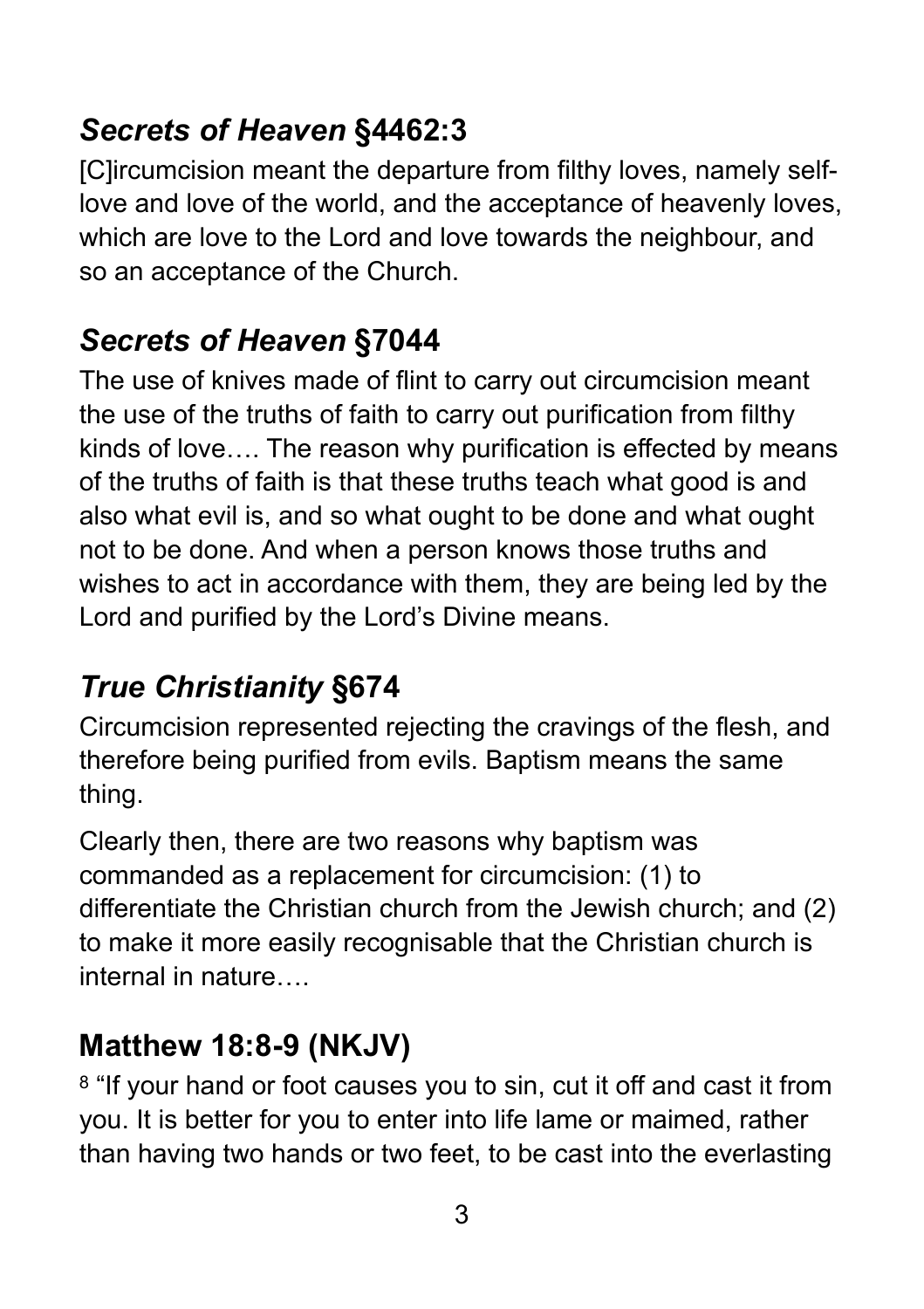## *Secrets of Heaven* §4462:3

[C]ircumcision meant the departure from filthy loves, namely self-love and love of the world, and the acceptance of heavenly loves, which are love to the Lord and love towards the neighbour, and so an acceptance of the Church.

## *Secrets of Heaven* §7044

The use of knives made of flint to carry out circumcision meant the use of the truths of faith to carry out purification from filthy kinds of love…. The reason why purification is effected by means of the truths of faith is that these truths teach what good is and also what evil is, and so what ought to be done and what ought not to be done. And when a person knows those truths and wishes to act in accordance with them, they are being led by the Lord and purified by the Lord's Divine means.

## *True Christianity* §674

Circumcision represented rejecting the cravings of the flesh, and therefore being purified from evils. Baptism means the same thing.

Clearly then, there are two reasons why baptism was commanded as a replacement for circumcision: (1) to differentiate the Christian church from the Jewish church; and (2) to make it more easily recognisable that the Christian church is internal in nature….

## Matthew 18:8-9 (NKJV)

[8] "If your hand or foot causes you to sin, cut it off and cast it from you. It is better for you to enter into life lame or maimed, rather than having two hands or two feet, to be cast into the everlasting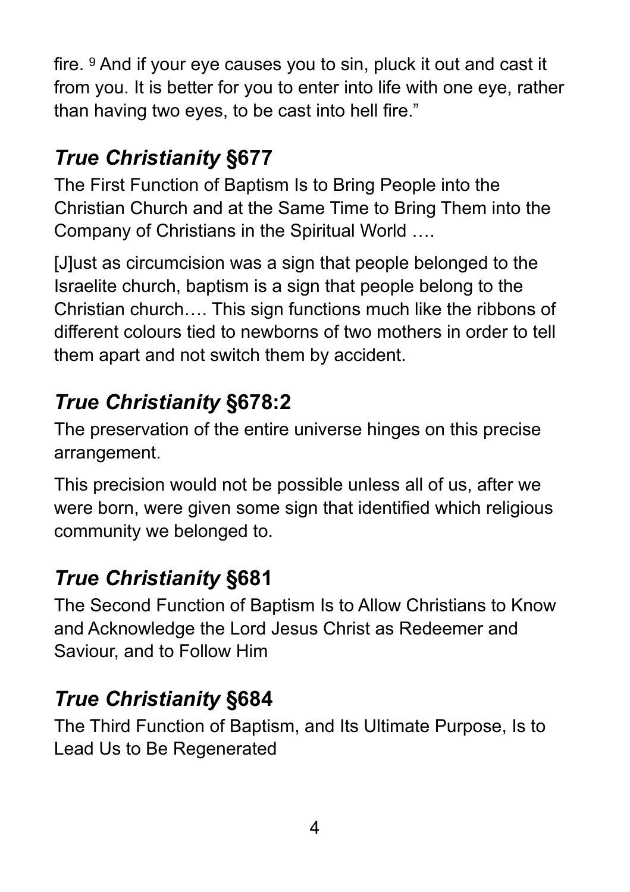fire. [9] And if your eye causes you to sin, pluck it out and cast it from you. It is better for you to enter into life with one eye, rather than having two eyes, to be cast into hell fire."

## *True Christianity* §677

The First Function of Baptism Is to Bring People into the Christian Church and at the Same Time to Bring Them into the Company of Christians in the Spiritual World ….

[J]ust as circumcision was a sign that people belonged to the Israelite church, baptism is a sign that people belong to the Christian church…. This sign functions much like the ribbons of different colours tied to newborns of two mothers in order to tell them apart and not switch them by accident.

## *True Christianity* §678:2

The preservation of the entire universe hinges on this precise arrangement.

This precision would not be possible unless all of us, after we were born, were given some sign that identified which religious community we belonged to.

## *True Christianity* §681

The Second Function of Baptism Is to Allow Christians to Know and Acknowledge the Lord Jesus Christ as Redeemer and Saviour, and to Follow Him

## *True Christianity* §684

The Third Function of Baptism, and Its Ultimate Purpose, Is to Lead Us to Be Regenerated